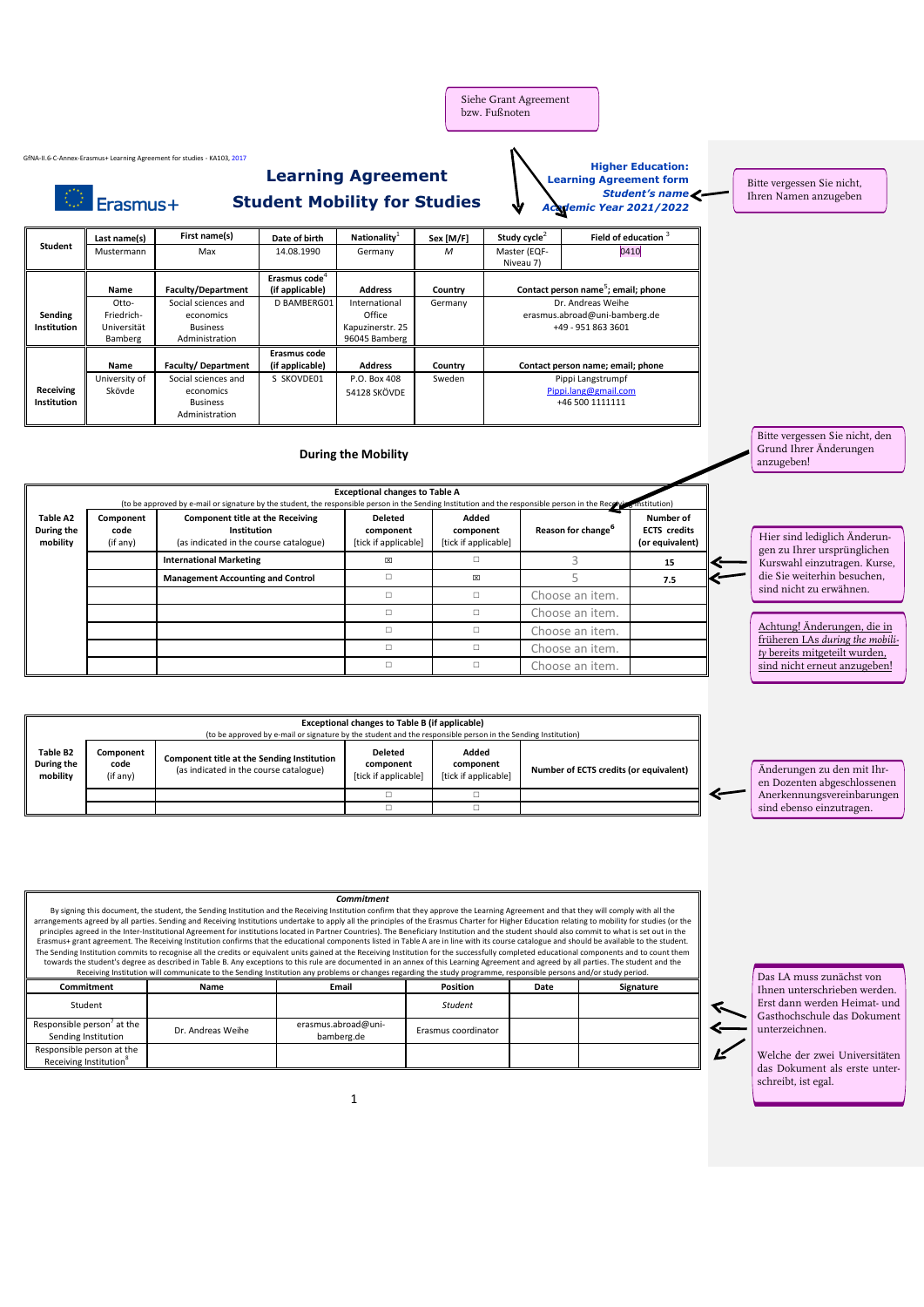Siehe Grant Agreement bzw. Fußnoten

GfNA-II.6-C-Annex-Erasmus+ Learning Agreement for studies - KA103, 2017

Erasmus+

# Learning Agreement
## Student Mobility for Studies

**Higher Education:**
**Learning Agreement form**
***Student's name***
***Academic Year 2021/2022***

Bitte vergessen Sie nicht, Ihren Namen anzugeben

| Student | Last name(s) | First name(s) | Date of birth | Nationality[1] | Sex [M/F] | Study cycle[2] | Field of education [3] |
|---|---|---|---|---|---|---|---|
| | Mustermann | Max | 14.08.1990 | Germany | M | Master (EQF-Niveau 7) | 0410 |

| | Name | Faculty/Department | Erasmus code[4] (if applicable) | Address | Country | Contact person name[5]; email; phone |
|---|---|---|---|---|---|---|
| **Sending Institution** | Otto-Friedrich-Universität Bamberg | Social sciences and economics Business Administration | D BAMBERG01 | International Office Kapuzinerstr. 25 96045 Bamberg | Germany | Dr. Andreas Weihe erasmus.abroad@uni-bamberg.de +49 - 951 863 3601 |

| | Name | Faculty/ Department | Erasmus code (if applicable) | Address | Country | Contact person name; email; phone |
|---|---|---|---|---|---|---|
| **Receiving Institution** | University of Skövde | Social sciences and economics Business Administration | S SKOVDE01 | P.O. Box 408 54128 SKÖVDE | Sweden | Pippi Langstrumpf Pippi.lang@gmail.com +46 500 1111111 |

## During the Mobility

Bitte vergessen Sie nicht, den Grund Ihrer Änderungen anzugeben!

**Exceptional changes to Table A**
(to be approved by e-mail or signature by the student, the responsible person in the Sending Institution and the responsible person in the Receiving Institution)

| Table A2 During the mobility | Component code (if any) | Component title at the Receiving Institution (as indicated in the course catalogue) | Deleted component [tick if applicable] | Added component [tick if applicable] | Reason for change[6] | Number of ECTS credits (or equivalent) |
|---|---|---|---|---|---|---|
| | | **International Marketing** | ☒ | ☐ | 3 | **15** |
| | | **Management Accounting and Control** | ☐ | ☒ | 5 | **7.5** |
| | | | ☐ | ☐ | Choose an item. | |
| | | | ☐ | ☐ | Choose an item. | |
| | | | ☐ | ☐ | Choose an item. | |
| | | | ☐ | ☐ | Choose an item. | |
| | | | ☐ | ☐ | Choose an item. | |

Hier sind lediglich Änderungen zu Ihrer ursprünglichen Kurswahl einzutragen. Kurse, die Sie weiterhin besuchen, sind nicht zu erwähnen.

Achtung! Änderungen, die in früheren LAs *during the mobility* bereits mitgeteilt wurden, sind nicht erneut anzugeben!

**Exceptional changes to Table B (if applicable)**
(to be approved by e-mail or signature by the student and the responsible person in the Sending Institution)

| Table B2 During the mobility | Component code (if any) | Component title at the Sending Institution (as indicated in the course catalogue) | Deleted component [tick if applicable] | Added component [tick if applicable] | Number of ECTS credits (or equivalent) |
|---|---|---|---|---|---|
| | | | ☐ | ☐ | |
| | | | ☐ | ☐ | |

Änderungen zu den mit Ihren Dozenten abgeschlossenen Anerkennungsvereinbarungen sind ebenso einzutragen.

***Commitment***

By signing this document, the student, the Sending Institution and the Receiving Institution confirm that they approve the Learning Agreement and that they will comply with all the arrangements agreed by all parties. Sending and Receiving Institutions undertake to apply all the principles of the Erasmus Charter for Higher Education relating to mobility for studies (or the principles agreed in the Inter-Institutional Agreement for institutions located in Partner Countries). The Beneficiary Institution and the student should also commit to what is set out in the Erasmus+ grant agreement. The Receiving Institution confirms that the educational components listed in Table A are in line with its course catalogue and should be available to the student. The Sending Institution commits to recognise all the credits or equivalent units gained at the Receiving Institution for the successfully completed educational components and to count them towards the student's degree as described in Table B. Any exceptions to this rule are documented in an annex of this Learning Agreement and agreed by all parties. The student and the Receiving Institution will communicate to the Sending Institution any problems or changes regarding the study programme, responsible persons and/or study period.

| Commitment | Name | Email | Position | Date | Signature |
|---|---|---|---|---|---|
| Student | | | *Student* | | |
| Responsible person[7] at the Sending Institution | Dr. Andreas Weihe | erasmus.abroad@uni-bamberg.de | Erasmus coordinator | | |
| Responsible person at the Receiving Institution[8] | | | | | |

Das LA muss zunächst von Ihnen unterschrieben werden. Erst dann werden Heimat- und Gasthochschule das Dokument unterzeichnen.

Welche der zwei Universitäten das Dokument als erste unterschreibt, ist egal.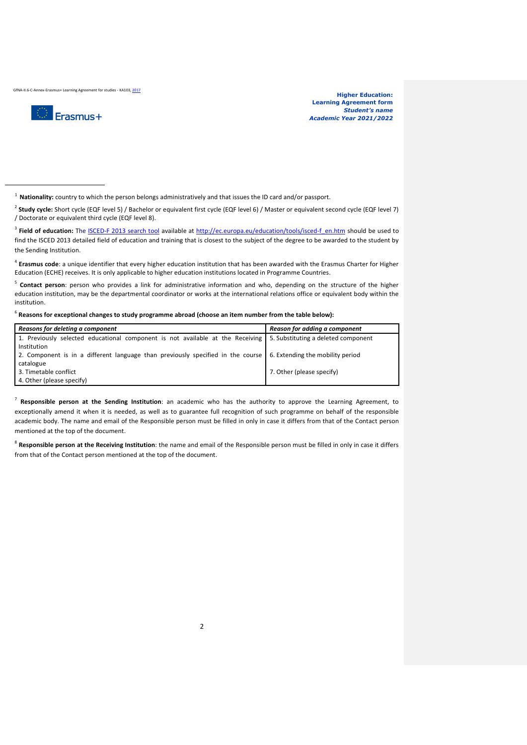[1] **Nationality:** country to which the person belongs administratively and that issues the ID card and/or passport.

[2] **Study cycle:** Short cycle (EQF level 5) / Bachelor or equivalent first cycle (EQF level 6) / Master or equivalent second cycle (EQF level 7) / Doctorate or equivalent third cycle (EQF level 8).

[3] **Field of education:** The ISCED-F 2013 search tool available at http://ec.europa.eu/education/tools/isced-f_en.htm should be used to find the ISCED 2013 detailed field of education and training that is closest to the subject of the degree to be awarded to the student by the Sending Institution.

[4] **Erasmus code**: a unique identifier that every higher education institution that has been awarded with the Erasmus Charter for Higher Education (ECHE) receives. It is only applicable to higher education institutions located in Programme Countries.

[5] **Contact person**: person who provides a link for administrative information and who, depending on the structure of the higher education institution, may be the departmental coordinator or works at the international relations office or equivalent body within the institution.

[6] **Reasons for exceptional changes to study programme abroad (choose an item number from the table below):**

| *Reasons for deleting a component* | *Reason for adding a component* |
|---|---|
| 1. Previously selected educational component is not available at the Receiving Institution | 5. Substituting a deleted component |
| 2. Component is in a different language than previously specified in the course catalogue | 6. Extending the mobility period |
| 3. Timetable conflict | 7. Other (please specify) |
| 4. Other (please specify) | |

[7] **Responsible person at the Sending Institution**: an academic who has the authority to approve the Learning Agreement, to exceptionally amend it when it is needed, as well as to guarantee full recognition of such programme on behalf of the responsible academic body. The name and email of the Responsible person must be filled in only in case it differs from that of the Contact person mentioned at the top of the document.

[8] **Responsible person at the Receiving Institution**: the name and email of the Responsible person must be filled in only in case it differs from that of the Contact person mentioned at the top of the document.